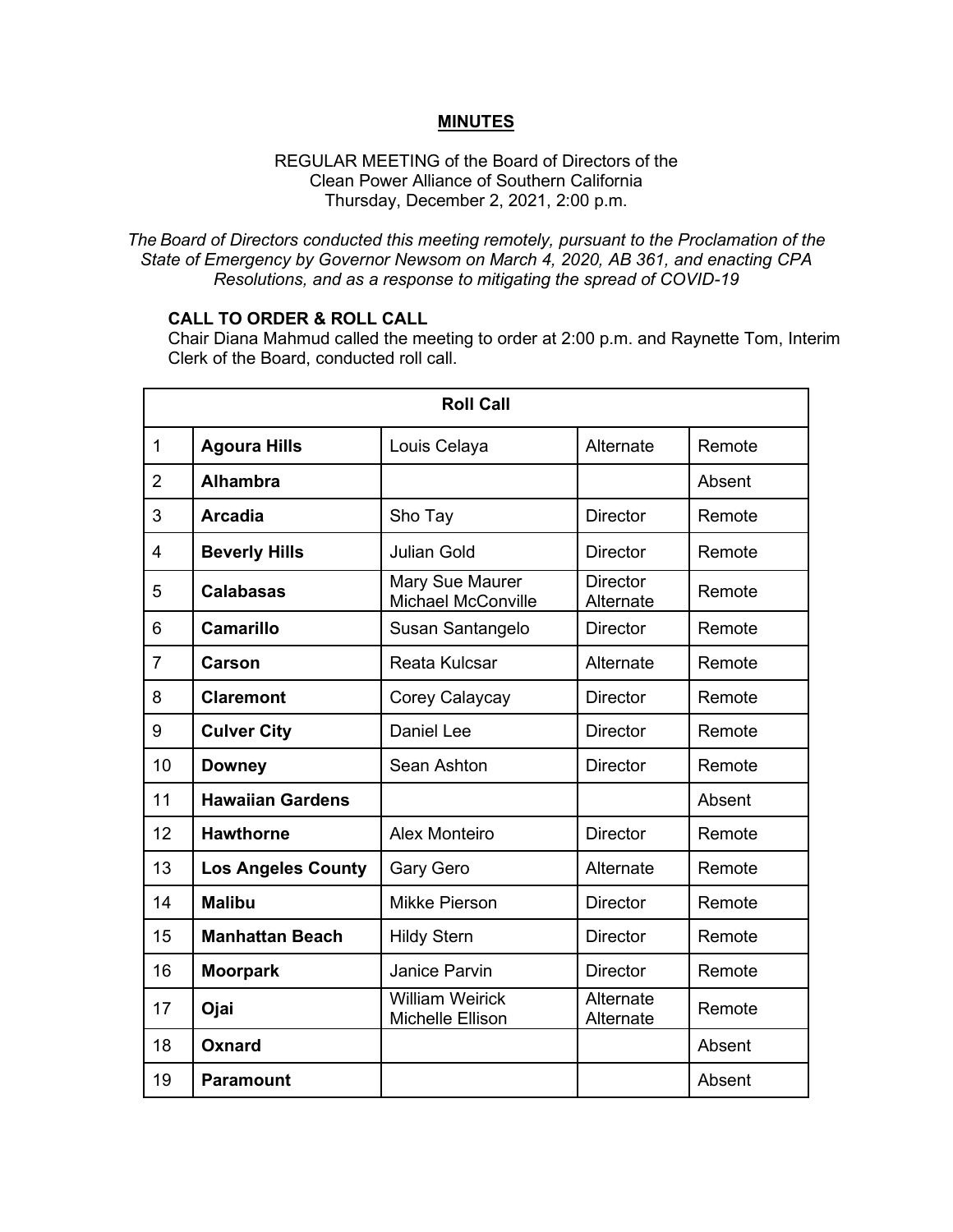**MINUTES**

REGULAR MEETING of the Board of Directors of the
Clean Power Alliance of Southern California
Thursday, December 2, 2021, 2:00 p.m.

*The Board of Directors conducted this meeting remotely, pursuant to the Proclamation of the State of Emergency by Governor Newsom on March 4, 2020, AB 361, and enacting CPA Resolutions, and as a response to mitigating the spread of COVID-19*

**CALL TO ORDER & ROLL CALL**

Chair Diana Mahmud called the meeting to order at 2:00 p.m. and Raynette Tom, Interim Clerk of the Board, conducted roll call.

| Roll Call | | | | |
|---|---|---|---|---|
| 1 | **Agoura Hills** | Louis Celaya | Alternate | Remote |
| 2 | **Alhambra** | | | Absent |
| 3 | **Arcadia** | Sho Tay | Director | Remote |
| 4 | **Beverly Hills** | Julian Gold | Director | Remote |
| 5 | **Calabasas** | Mary Sue Maurer<br>Michael McConville | Director<br>Alternate | Remote |
| 6 | **Camarillo** | Susan Santangelo | Director | Remote |
| 7 | **Carson** | Reata Kulcsar | Alternate | Remote |
| 8 | **Claremont** | Corey Calaycay | Director | Remote |
| 9 | **Culver City** | Daniel Lee | Director | Remote |
| 10 | **Downey** | Sean Ashton | Director | Remote |
| 11 | **Hawaiian Gardens** | | | Absent |
| 12 | **Hawthorne** | Alex Monteiro | Director | Remote |
| 13 | **Los Angeles County** | Gary Gero | Alternate | Remote |
| 14 | **Malibu** | Mikke Pierson | Director | Remote |
| 15 | **Manhattan Beach** | Hildy Stern | Director | Remote |
| 16 | **Moorpark** | Janice Parvin | Director | Remote |
| 17 | **Ojai** | William Weirick<br>Michelle Ellison | Alternate<br>Alternate | Remote |
| 18 | **Oxnard** | | | Absent |
| 19 | **Paramount** | | | Absent |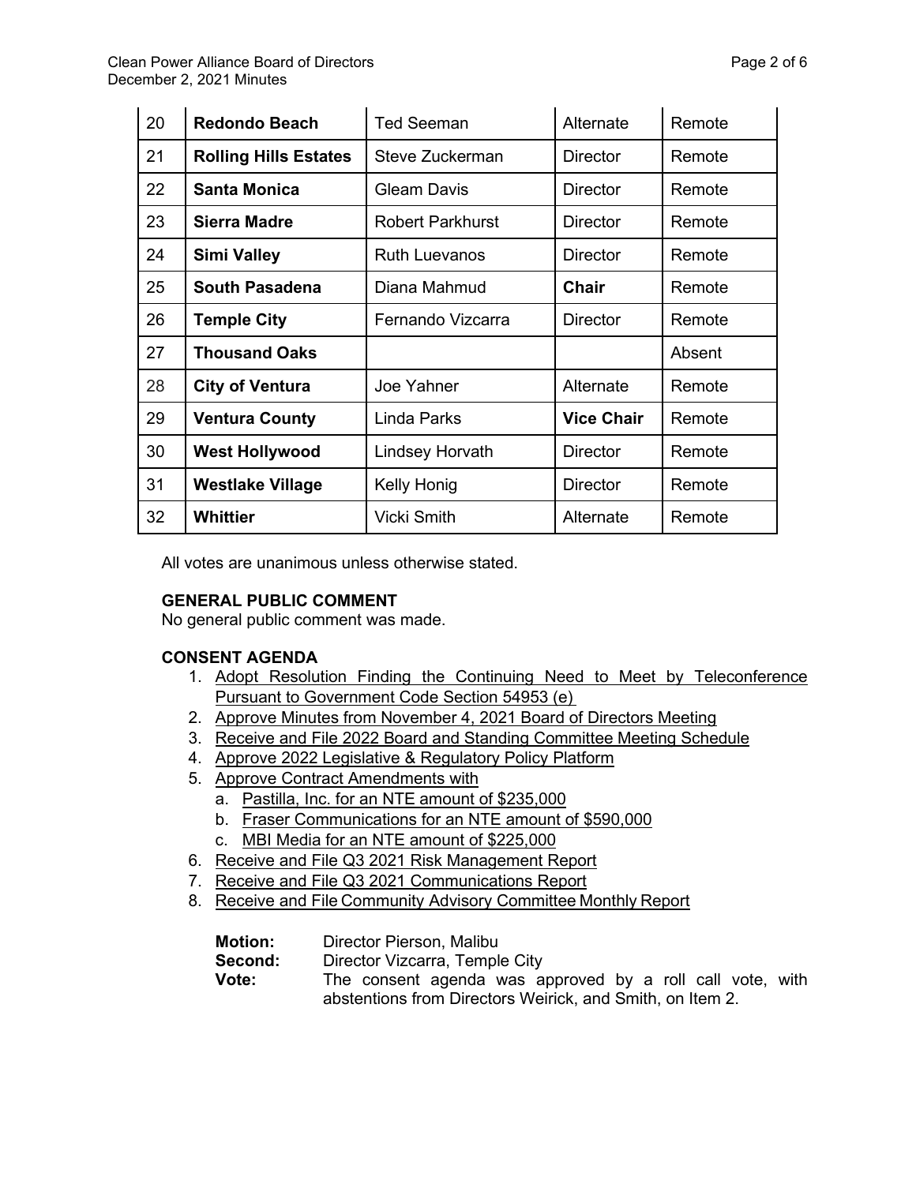| 20 | **Redondo Beach** | Ted Seeman | Alternate | Remote |
|---|---|---|---|---|
| 21 | **Rolling Hills Estates** | Steve Zuckerman | Director | Remote |
| 22 | **Santa Monica** | Gleam Davis | Director | Remote |
| 23 | **Sierra Madre** | Robert Parkhurst | Director | Remote |
| 24 | **Simi Valley** | Ruth Luevanos | Director | Remote |
| 25 | **South Pasadena** | Diana Mahmud | **Chair** | Remote |
| 26 | **Temple City** | Fernando Vizcarra | Director | Remote |
| 27 | **Thousand Oaks** | | | Absent |
| 28 | **City of Ventura** | Joe Yahner | Alternate | Remote |
| 29 | **Ventura County** | Linda Parks | **Vice Chair** | Remote |
| 30 | **West Hollywood** | Lindsey Horvath | Director | Remote |
| 31 | **Westlake Village** | Kelly Honig | Director | Remote |
| 32 | **Whittier** | Vicki Smith | Alternate | Remote |

All votes are unanimous unless otherwise stated.

**GENERAL PUBLIC COMMENT**
No general public comment was made.

**CONSENT AGENDA**

1. Adopt Resolution Finding the Continuing Need to Meet by Teleconference Pursuant to Government Code Section 54953 (e)
2. Approve Minutes from November 4, 2021 Board of Directors Meeting
3. Receive and File 2022 Board and Standing Committee Meeting Schedule
4. Approve 2022 Legislative & Regulatory Policy Platform
5. Approve Contract Amendments with
   a. Pastilla, Inc. for an NTE amount of $235,000
   b. Fraser Communications for an NTE amount of $590,000
   c. MBI Media for an NTE amount of $225,000
6. Receive and File Q3 2021 Risk Management Report
7. Receive and File Q3 2021 Communications Report
8. Receive and File Community Advisory Committee Monthly Report

**Motion:** Director Pierson, Malibu
**Second:** Director Vizcarra, Temple City
**Vote:** The consent agenda was approved by a roll call vote, with abstentions from Directors Weirick, and Smith, on Item 2.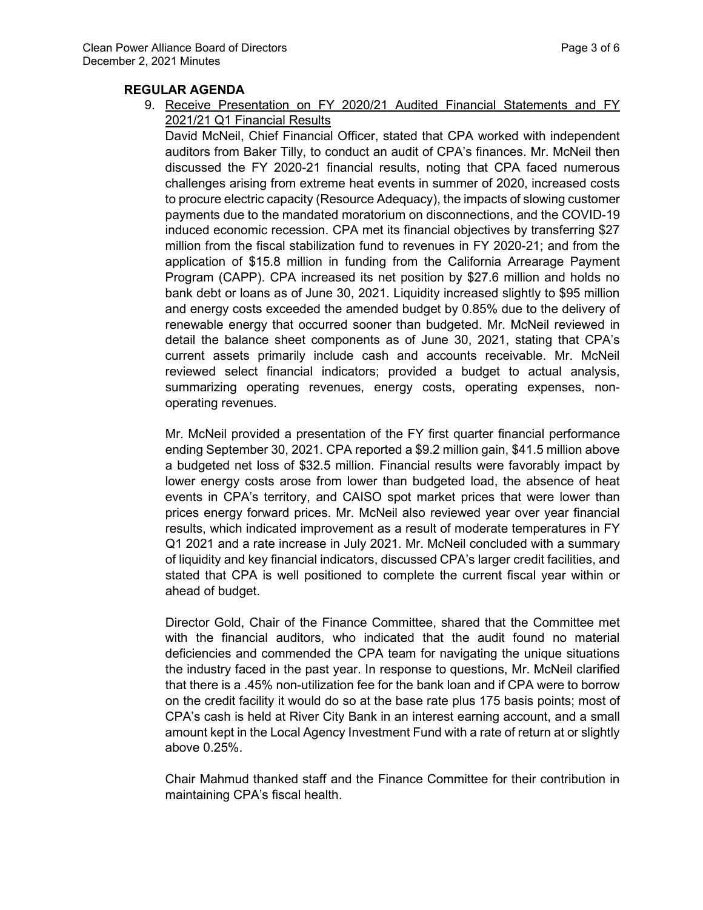## REGULAR AGENDA

9. Receive Presentation on FY 2020/21 Audited Financial Statements and FY 2021/21 Q1 Financial Results

   David McNeil, Chief Financial Officer, stated that CPA worked with independent auditors from Baker Tilly, to conduct an audit of CPA's finances. Mr. McNeil then discussed the FY 2020-21 financial results, noting that CPA faced numerous challenges arising from extreme heat events in summer of 2020, increased costs to procure electric capacity (Resource Adequacy), the impacts of slowing customer payments due to the mandated moratorium on disconnections, and the COVID-19 induced economic recession. CPA met its financial objectives by transferring $27 million from the fiscal stabilization fund to revenues in FY 2020-21; and from the application of $15.8 million in funding from the California Arrearage Payment Program (CAPP). CPA increased its net position by $27.6 million and holds no bank debt or loans as of June 30, 2021. Liquidity increased slightly to $95 million and energy costs exceeded the amended budget by 0.85% due to the delivery of renewable energy that occurred sooner than budgeted. Mr. McNeil reviewed in detail the balance sheet components as of June 30, 2021, stating that CPA's current assets primarily include cash and accounts receivable. Mr. McNeil reviewed select financial indicators; provided a budget to actual analysis, summarizing operating revenues, energy costs, operating expenses, non-operating revenues.

   Mr. McNeil provided a presentation of the FY first quarter financial performance ending September 30, 2021. CPA reported a $9.2 million gain, $41.5 million above a budgeted net loss of $32.5 million. Financial results were favorably impact by lower energy costs arose from lower than budgeted load, the absence of heat events in CPA's territory, and CAISO spot market prices that were lower than prices energy forward prices. Mr. McNeil also reviewed year over year financial results, which indicated improvement as a result of moderate temperatures in FY Q1 2021 and a rate increase in July 2021. Mr. McNeil concluded with a summary of liquidity and key financial indicators, discussed CPA's larger credit facilities, and stated that CPA is well positioned to complete the current fiscal year within or ahead of budget.

   Director Gold, Chair of the Finance Committee, shared that the Committee met with the financial auditors, who indicated that the audit found no material deficiencies and commended the CPA team for navigating the unique situations the industry faced in the past year. In response to questions, Mr. McNeil clarified that there is a .45% non-utilization fee for the bank loan and if CPA were to borrow on the credit facility it would do so at the base rate plus 175 basis points; most of CPA's cash is held at River City Bank in an interest earning account, and a small amount kept in the Local Agency Investment Fund with a rate of return at or slightly above 0.25%.

   Chair Mahmud thanked staff and the Finance Committee for their contribution in maintaining CPA's fiscal health.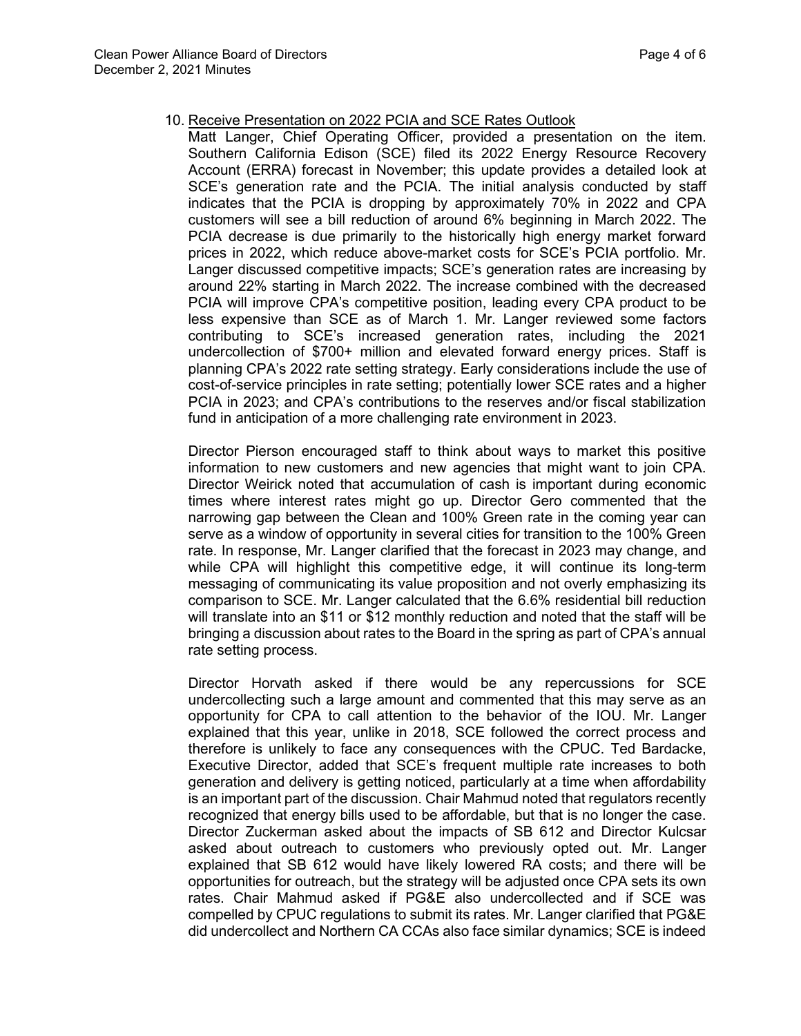10. Receive Presentation on 2022 PCIA and SCE Rates Outlook

Matt Langer, Chief Operating Officer, provided a presentation on the item. Southern California Edison (SCE) filed its 2022 Energy Resource Recovery Account (ERRA) forecast in November; this update provides a detailed look at SCE's generation rate and the PCIA. The initial analysis conducted by staff indicates that the PCIA is dropping by approximately 70% in 2022 and CPA customers will see a bill reduction of around 6% beginning in March 2022. The PCIA decrease is due primarily to the historically high energy market forward prices in 2022, which reduce above-market costs for SCE's PCIA portfolio. Mr. Langer discussed competitive impacts; SCE's generation rates are increasing by around 22% starting in March 2022. The increase combined with the decreased PCIA will improve CPA's competitive position, leading every CPA product to be less expensive than SCE as of March 1. Mr. Langer reviewed some factors contributing to SCE's increased generation rates, including the 2021 undercollection of $700+ million and elevated forward energy prices. Staff is planning CPA's 2022 rate setting strategy. Early considerations include the use of cost-of-service principles in rate setting; potentially lower SCE rates and a higher PCIA in 2023; and CPA's contributions to the reserves and/or fiscal stabilization fund in anticipation of a more challenging rate environment in 2023.

Director Pierson encouraged staff to think about ways to market this positive information to new customers and new agencies that might want to join CPA. Director Weirick noted that accumulation of cash is important during economic times where interest rates might go up. Director Gero commented that the narrowing gap between the Clean and 100% Green rate in the coming year can serve as a window of opportunity in several cities for transition to the 100% Green rate. In response, Mr. Langer clarified that the forecast in 2023 may change, and while CPA will highlight this competitive edge, it will continue its long-term messaging of communicating its value proposition and not overly emphasizing its comparison to SCE. Mr. Langer calculated that the 6.6% residential bill reduction will translate into an $11 or $12 monthly reduction and noted that the staff will be bringing a discussion about rates to the Board in the spring as part of CPA's annual rate setting process.

Director Horvath asked if there would be any repercussions for SCE undercollecting such a large amount and commented that this may serve as an opportunity for CPA to call attention to the behavior of the IOU. Mr. Langer explained that this year, unlike in 2018, SCE followed the correct process and therefore is unlikely to face any consequences with the CPUC. Ted Bardacke, Executive Director, added that SCE's frequent multiple rate increases to both generation and delivery is getting noticed, particularly at a time when affordability is an important part of the discussion. Chair Mahmud noted that regulators recently recognized that energy bills used to be affordable, but that is no longer the case. Director Zuckerman asked about the impacts of SB 612 and Director Kulcsar asked about outreach to customers who previously opted out. Mr. Langer explained that SB 612 would have likely lowered RA costs; and there will be opportunities for outreach, but the strategy will be adjusted once CPA sets its own rates. Chair Mahmud asked if PG&E also undercollected and if SCE was compelled by CPUC regulations to submit its rates. Mr. Langer clarified that PG&E did undercollect and Northern CA CCAs also face similar dynamics; SCE is indeed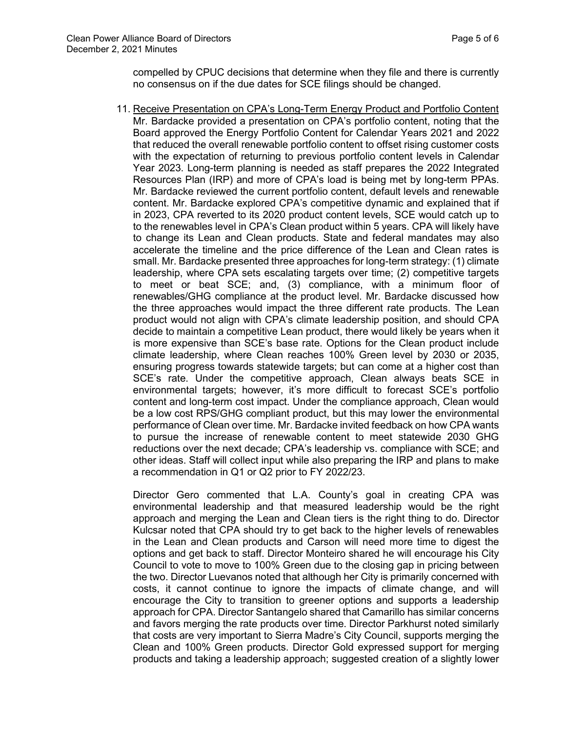compelled by CPUC decisions that determine when they file and there is currently no consensus on if the due dates for SCE filings should be changed.

11. <u>Receive Presentation on CPA's Long-Term Energy Product and Portfolio Content</u>
    Mr. Bardacke provided a presentation on CPA's portfolio content, noting that the Board approved the Energy Portfolio Content for Calendar Years 2021 and 2022 that reduced the overall renewable portfolio content to offset rising customer costs with the expectation of returning to previous portfolio content levels in Calendar Year 2023. Long-term planning is needed as staff prepares the 2022 Integrated Resources Plan (IRP) and more of CPA's load is being met by long-term PPAs. Mr. Bardacke reviewed the current portfolio content, default levels and renewable content. Mr. Bardacke explored CPA's competitive dynamic and explained that if in 2023, CPA reverted to its 2020 product content levels, SCE would catch up to to the renewables level in CPA's Clean product within 5 years. CPA will likely have to change its Lean and Clean products. State and federal mandates may also accelerate the timeline and the price difference of the Lean and Clean rates is small. Mr. Bardacke presented three approaches for long-term strategy: (1) climate leadership, where CPA sets escalating targets over time; (2) competitive targets to meet or beat SCE; and, (3) compliance, with a minimum floor of renewables/GHG compliance at the product level. Mr. Bardacke discussed how the three approaches would impact the three different rate products. The Lean product would not align with CPA's climate leadership position, and should CPA decide to maintain a competitive Lean product, there would likely be years when it is more expensive than SCE's base rate. Options for the Clean product include climate leadership, where Clean reaches 100% Green level by 2030 or 2035, ensuring progress towards statewide targets; but can come at a higher cost than SCE's rate. Under the competitive approach, Clean always beats SCE in environmental targets; however, it's more difficult to forecast SCE's portfolio content and long-term cost impact. Under the compliance approach, Clean would be a low cost RPS/GHG compliant product, but this may lower the environmental performance of Clean over time. Mr. Bardacke invited feedback on how CPA wants to pursue the increase of renewable content to meet statewide 2030 GHG reductions over the next decade; CPA's leadership vs. compliance with SCE; and other ideas. Staff will collect input while also preparing the IRP and plans to make a recommendation in Q1 or Q2 prior to FY 2022/23.

    Director Gero commented that L.A. County's goal in creating CPA was environmental leadership and that measured leadership would be the right approach and merging the Lean and Clean tiers is the right thing to do. Director Kulcsar noted that CPA should try to get back to the higher levels of renewables in the Lean and Clean products and Carson will need more time to digest the options and get back to staff. Director Monteiro shared he will encourage his City Council to vote to move to 100% Green due to the closing gap in pricing between the two. Director Luevanos noted that although her City is primarily concerned with costs, it cannot continue to ignore the impacts of climate change, and will encourage the City to transition to greener options and supports a leadership approach for CPA. Director Santangelo shared that Camarillo has similar concerns and favors merging the rate products over time. Director Parkhurst noted similarly that costs are very important to Sierra Madre's City Council, supports merging the Clean and 100% Green products. Director Gold expressed support for merging products and taking a leadership approach; suggested creation of a slightly lower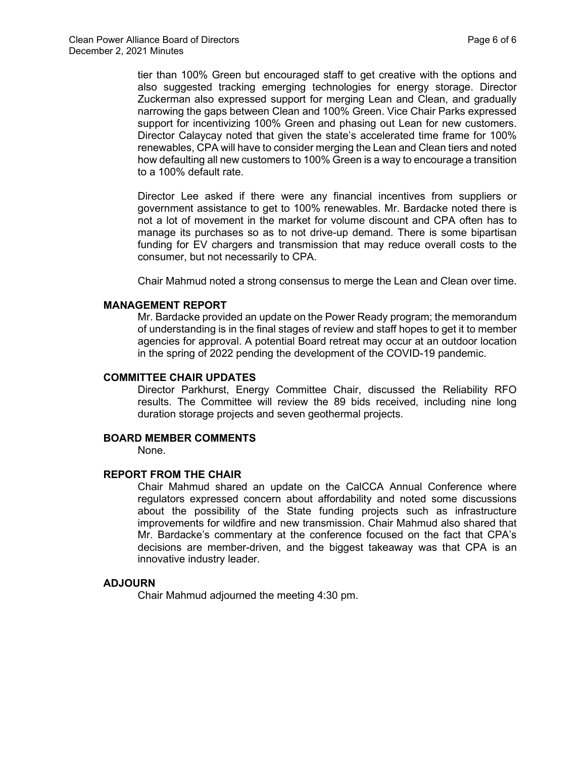tier than 100% Green but encouraged staff to get creative with the options and also suggested tracking emerging technologies for energy storage. Director Zuckerman also expressed support for merging Lean and Clean, and gradually narrowing the gaps between Clean and 100% Green. Vice Chair Parks expressed support for incentivizing 100% Green and phasing out Lean for new customers. Director Calaycay noted that given the state's accelerated time frame for 100% renewables, CPA will have to consider merging the Lean and Clean tiers and noted how defaulting all new customers to 100% Green is a way to encourage a transition to a 100% default rate.

Director Lee asked if there were any financial incentives from suppliers or government assistance to get to 100% renewables. Mr. Bardacke noted there is not a lot of movement in the market for volume discount and CPA often has to manage its purchases so as to not drive-up demand. There is some bipartisan funding for EV chargers and transmission that may reduce overall costs to the consumer, but not necessarily to CPA.

Chair Mahmud noted a strong consensus to merge the Lean and Clean over time.

**MANAGEMENT REPORT**

Mr. Bardacke provided an update on the Power Ready program; the memorandum of understanding is in the final stages of review and staff hopes to get it to member agencies for approval. A potential Board retreat may occur at an outdoor location in the spring of 2022 pending the development of the COVID-19 pandemic.

**COMMITTEE CHAIR UPDATES**

Director Parkhurst, Energy Committee Chair, discussed the Reliability RFO results. The Committee will review the 89 bids received, including nine long duration storage projects and seven geothermal projects.

**BOARD MEMBER COMMENTS**

None.

**REPORT FROM THE CHAIR**

Chair Mahmud shared an update on the CalCCA Annual Conference where regulators expressed concern about affordability and noted some discussions about the possibility of the State funding projects such as infrastructure improvements for wildfire and new transmission. Chair Mahmud also shared that Mr. Bardacke's commentary at the conference focused on the fact that CPA's decisions are member-driven, and the biggest takeaway was that CPA is an innovative industry leader.

**ADJOURN**

Chair Mahmud adjourned the meeting 4:30 pm.